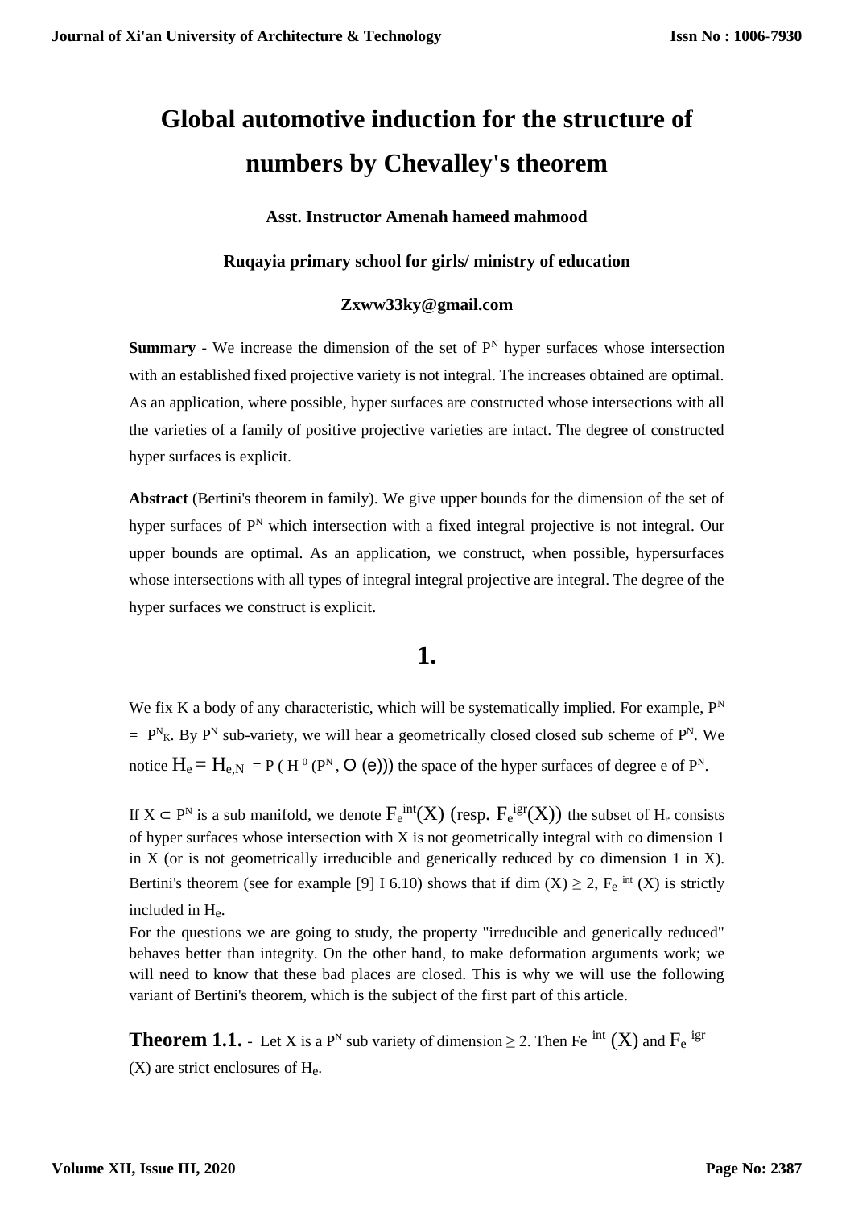# Global automotive induction for the structure of numbers by Chevalley's theorem

**Asst. Instructor Amenah hameed mahmood**

**Ruqayia primary school for girls/ ministry of education**

**Zxww33ky@gmail.com**

**Summary** - We increase the dimension of the set of $P^N$ hyper surfaces whose intersection with an established fixed projective variety is not integral. The increases obtained are optimal. As an application, where possible, hyper surfaces are constructed whose intersections with all the varieties of a family of positive projective varieties are intact. The degree of constructed hyper surfaces is explicit.

**Abstract** (Bertini's theorem in family). We give upper bounds for the dimension of the set of hyper surfaces of $P^N$ which intersection with a fixed integral projective is not integral. Our upper bounds are optimal. As an application, we construct, when possible, hypersurfaces whose intersections with all types of integral integral projective are integral. The degree of the hyper surfaces we construct is explicit.

## 1.

We fix K a body of any characteristic, which will be systematically implied. For example, $P^N = P^N_K$. By $P^N$ sub-variety, we will hear a geometrically closed closed sub scheme of $P^N$. We notice $H_e = H_{e,N} = P(H^0(P^N, O(e)))$ the space of the hyper surfaces of degree e of $P^N$.

If $X \subset P^N$ is a sub manifold, we denote $F_e^{int}(X)$ (resp. $F_e^{igr}(X)$) the subset of $H_e$ consists of hyper surfaces whose intersection with X is not geometrically integral with co dimension 1 in X (or is not geometrically irreducible and generically reduced by co dimension 1 in X). Bertini's theorem (see for example [9] I 6.10) shows that if dim (X) $\geq 2$, $F_e^{int}(X)$ is strictly included in $H_e$.

For the questions we are going to study, the property "irreducible and generically reduced" behaves better than integrity. On the other hand, to make deformation arguments work; we will need to know that these bad places are closed. This is why we will use the following variant of Bertini's theorem, which is the subject of the first part of this article.

**Theorem 1.1.** - Let X is a $P^N$ sub variety of dimension $\geq 2$. Then $Fe^{int}(X)$ and $F_e^{igr}(X)$ are strict enclosures of $H_e$.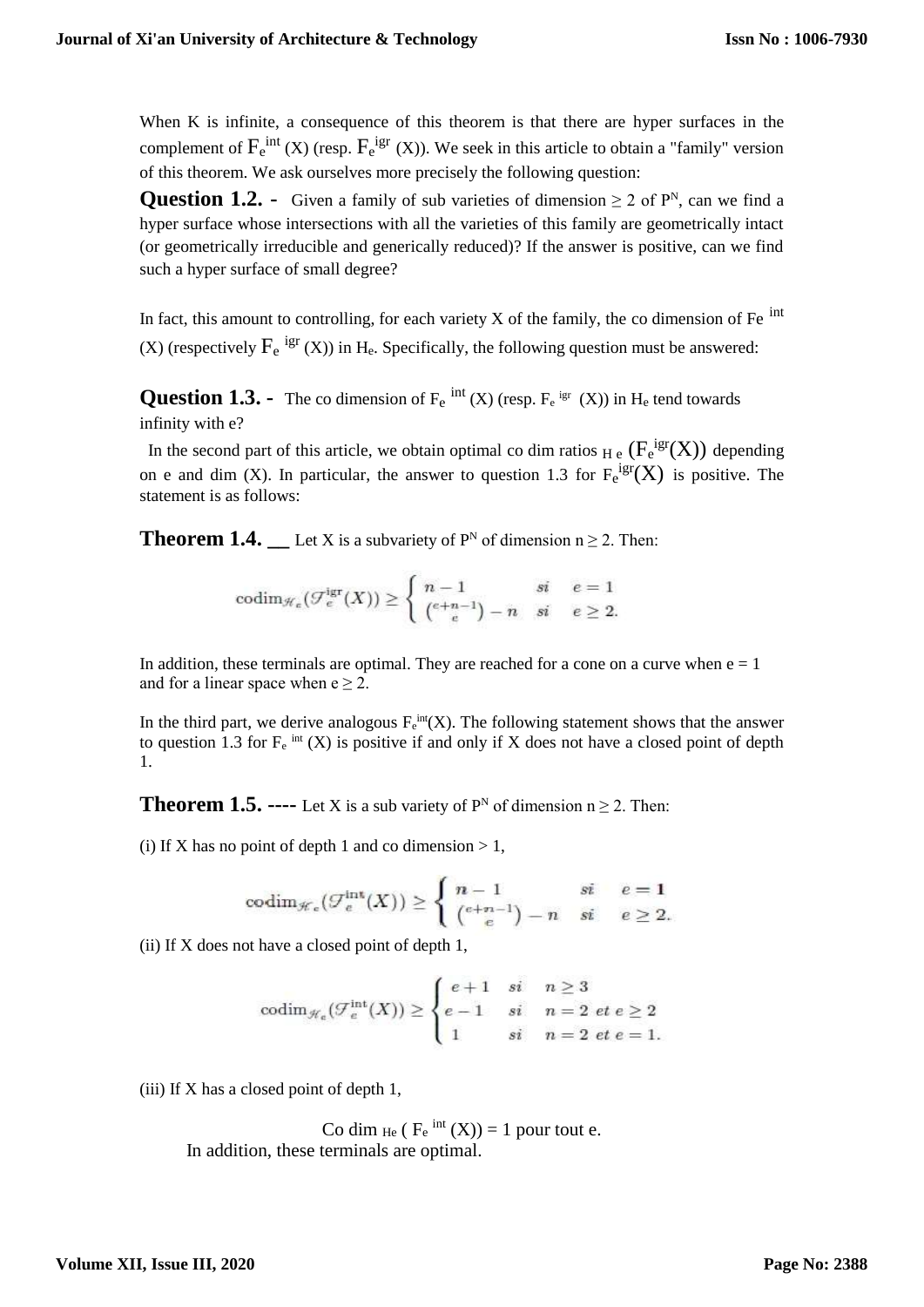When K is infinite, a consequence of this theorem is that there are hyper surfaces in the complement of $F_e^{int}$ (X) (resp. $F_e^{igr}$ (X)). We seek in this article to obtain a "family" version of this theorem. We ask ourselves more precisely the following question:

**Question 1.2. -** Given a family of sub varieties of dimension ≥ 2 of $P^N$, can we find a hyper surface whose intersections with all the varieties of this family are geometrically intact (or geometrically irreducible and generically reduced)? If the answer is positive, can we find such a hyper surface of small degree?

In fact, this amount to controlling, for each variety X of the family, the co dimension of $F_e^{int}$ (X) (respectively $F_e^{igr}$ (X)) in $H_e$. Specifically, the following question must be answered:

**Question 1.3. -** The co dimension of $F_e^{int}$ (X) (resp. $F_e^{igr}$ (X)) in $H_e$ tend towards infinity with e?

In the second part of this article, we obtain optimal co dim ratios $_{H_e}$ $(F_e^{igr}(X))$ depending on e and dim (X). In particular, the answer to question 1.3 for $F_e^{igr}(X)$ is positive. The statement is as follows:

**Theorem 1.4. __** Let X is a subvariety of $P^N$ of dimension n ≥ 2. Then:

$$\operatorname{codim}_{\mathcal{H}_e}(\mathcal{F}_e^{\mathrm{igr}}(X)) \geq \begin{cases} n-1 & si \quad e=1 \\ \binom{e+n-1}{e} - n & si \quad e \geq 2. \end{cases}$$

In addition, these terminals are optimal. They are reached for a cone on a curve when e = 1 and for a linear space when e ≥ 2.

In the third part, we derive analogous $F_e^{int}(X)$. The following statement shows that the answer to question 1.3 for $F_e^{int}$ (X) is positive if and only if X does not have a closed point of depth 1.

**Theorem 1.5. ----** Let X is a sub variety of $P^N$ of dimension n ≥ 2. Then:

(i) If X has no point of depth 1 and co dimension > 1,

$$\operatorname{codim}_{\mathcal{H}_e}(\mathcal{F}_e^{\mathrm{int}}(X)) \geq \begin{cases} n-1 & si \quad e=1 \\ \binom{e+n-1}{e} - n & si \quad e \geq 2. \end{cases}$$

(ii) If X does not have a closed point of depth 1,

$$\operatorname{codim}_{\mathcal{H}_e}(\mathcal{F}_e^{\mathrm{int}}(X)) \geq \begin{cases} e+1 & si \quad n \geq 3 \\ e-1 & si \quad n=2 \ et \ e \geq 2 \\ 1 & si \quad n=2 \ et \ e=1. \end{cases}$$

(iii) If X has a closed point of depth 1,

$$\operatorname{Co\,dim}_{H_e}(F_e^{int}(X)) = 1 \text{ pour tout e.}$$

In addition, these terminals are optimal.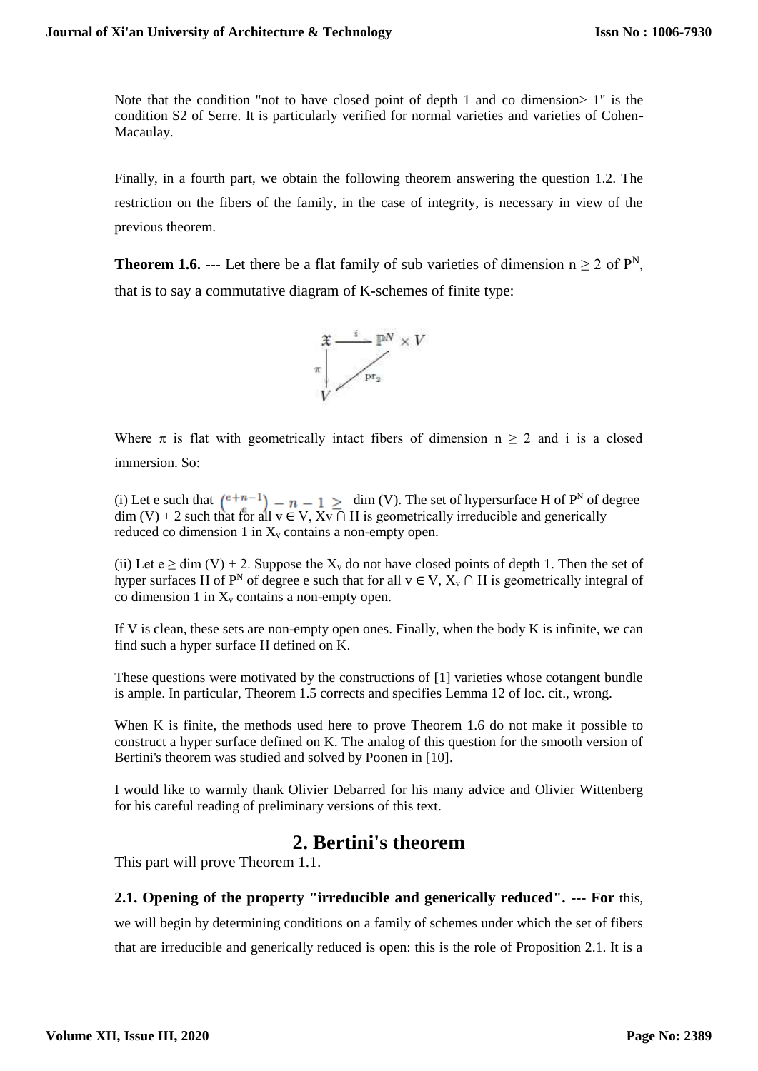Note that the condition "not to have closed point of depth 1 and co dimension> 1" is the condition S2 of Serre. It is particularly verified for normal varieties and varieties of Cohen-Macaulay.

Finally, in a fourth part, we obtain the following theorem answering the question 1.2. The restriction on the fibers of the family, in the case of integrity, is necessary in view of the previous theorem.

**Theorem 1.6. ---** Let there be a flat family of sub varieties of dimension $n \geq 2$ of $P^N$, that is to say a commutative diagram of K-schemes of finite type:

$$\begin{array}{ccc} \mathfrak{X} & \xrightarrow{i} & \mathbb{P}^N \times V \\ \pi \downarrow & \swarrow_{\mathrm{pr}_2} & \\ V & & \end{array}$$

Where $\pi$ is flat with geometrically intact fibers of dimension $n \geq 2$ and i is a closed immersion. So:

(i) Let e such that $\binom{e+n-1}{e} - n - 1 \geq$ dim (V). The set of hypersurface H of $P^N$ of degree dim (V) + 2 such that for all $v \in V$, $X_v \cap H$ is geometrically irreducible and generically reduced co dimension 1 in $X_v$ contains a non-empty open.

(ii) Let $e \geq$ dim (V) + 2. Suppose the $X_v$ do not have closed points of depth 1. Then the set of hyper surfaces H of $P^N$ of degree e such that for all $v \in V$, $X_v \cap H$ is geometrically integral of co dimension 1 in $X_v$ contains a non-empty open.

If V is clean, these sets are non-empty open ones. Finally, when the body K is infinite, we can find such a hyper surface H defined on K.

These questions were motivated by the constructions of [1] varieties whose cotangent bundle is ample. In particular, Theorem 1.5 corrects and specifies Lemma 12 of loc. cit., wrong.

When K is finite, the methods used here to prove Theorem 1.6 do not make it possible to construct a hyper surface defined on K. The analog of this question for the smooth version of Bertini's theorem was studied and solved by Poonen in [10].

I would like to warmly thank Olivier Debarred for his many advice and Olivier Wittenberg for his careful reading of preliminary versions of this text.

## 2. Bertini's theorem

This part will prove Theorem 1.1.

**2.1. Opening of the property "irreducible and generically reduced". --- For** this, we will begin by determining conditions on a family of schemes under which the set of fibers that are irreducible and generically reduced is open: this is the role of Proposition 2.1. It is a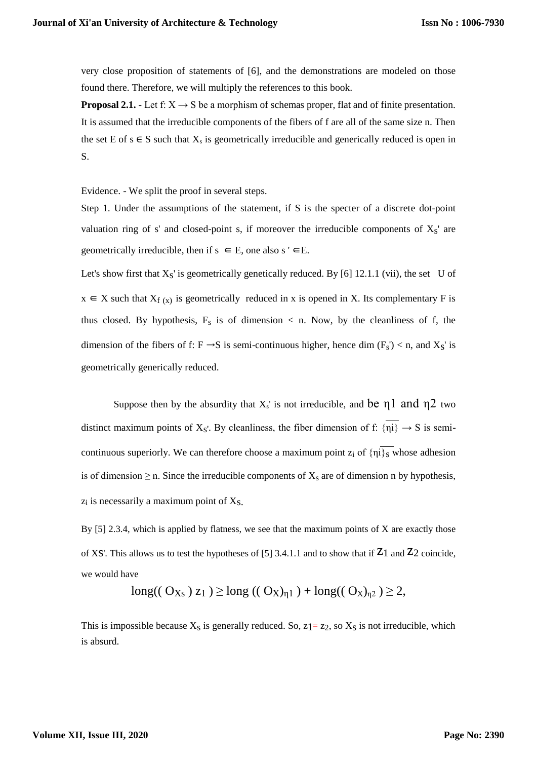very close proposition of statements of [6], and the demonstrations are modeled on those found there. Therefore, we will multiply the references to this book.

**Proposal 2.1.** - Let f: $X \rightarrow S$ be a morphism of schemas proper, flat and of finite presentation. It is assumed that the irreducible components of the fibers of f are all of the same size n. Then the set E of $s \in S$ such that $X_s$ is geometrically irreducible and generically reduced is open in S.

Evidence. - We split the proof in several steps.

Step 1. Under the assumptions of the statement, if S is the specter of a discrete dot-point valuation ring of s' and closed-point s, if moreover the irreducible components of $X_{S'}$ are geometrically irreducible, then if $s \in E$, one also $s' \in E$.

Let's show first that $X_{S'}$ is geometrically genetically reduced. By [6] 12.1.1 (vii), the set U of $x \in X$ such that $X_{f(x)}$ is geometrically reduced in x is opened in X. Its complementary F is thus closed. By hypothesis, $F_s$ is of dimension < n. Now, by the cleanliness of f, the dimension of the fibers of f: $F \rightarrow S$ is semi-continuous higher, hence $\dim (F_{s'}) < n$, and $X_{S'}$ is geometrically generically reduced.

Suppose then by the absurdity that $X_{s'}$ is not irreducible, and be $\eta 1$ and $\eta 2$ two distinct maximum points of $X_{S'}$. By cleanliness, the fiber dimension of f: $\overline{\{\eta i\}} \rightarrow S$ is semi-continuous superiorly. We can therefore choose a maximum point $z_i$ of $\overline{\{\eta i\}}_S$ whose adhesion is of dimension $\geq$ n. Since the irreducible components of $X_s$ are of dimension n by hypothesis, $z_i$ is necessarily a maximum point of $X_S$.

By [5] 2.3.4, which is applied by flatness, we see that the maximum points of X are exactly those of XS'. This allows us to test the hypotheses of [5] 3.4.1.1 and to show that if $Z1$ and $Z2$ coincide, we would have

$$\operatorname{long}((O_{X_S})_{z_1}) \geq \operatorname{long}((O_X)_{\eta 1}) + \operatorname{long}((O_X)_{\eta 2}) \geq 2,$$

This is impossible because $X_S$ is generally reduced. So, $z_1 = z_2$, so $X_S$ is not irreducible, which is absurd.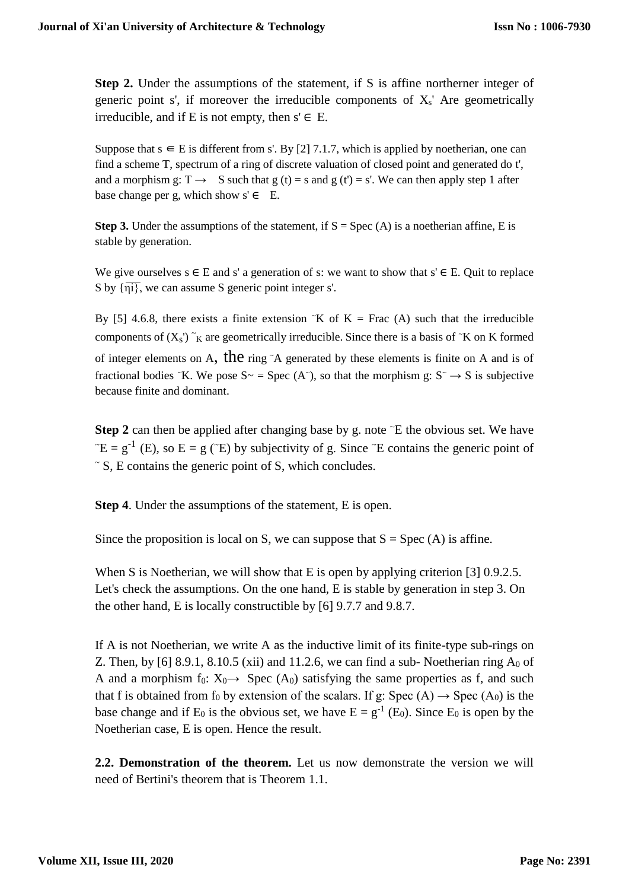**Step 2.** Under the assumptions of the statement, if S is affine northerner integer of generic point s', if moreover the irreducible components of $X_{s'}$ Are geometrically irreducible, and if E is not empty, then s' ∈ E.

Suppose that s ∈ E is different from s'. By [2] 7.1.7, which is applied by noetherian, one can find a scheme T, spectrum of a ring of discrete valuation of closed point and generated do t', and a morphism g: T → S such that g (t) = s and g (t') = s'. We can then apply step 1 after base change per g, which show s' ∈ E.

**Step 3.** Under the assumptions of the statement, if S = Spec (A) is a noetherian affine, E is stable by generation.

We give ourselves s ∈ E and s' a generation of s: we want to show that s' ∈ E. Quit to replace S by $\{\overline{\eta i}\}$, we can assume S generic point integer s'.

By [5] 4.6.8, there exists a finite extension ˜K of K = Frac (A) such that the irreducible components of $(X_{s'})_{\tilde{K}}$ are geometrically irreducible. Since there is a basis of ˜K on K formed of integer elements on A, the ring ˜A generated by these elements is finite on A and is of fractional bodies ˜K. We pose S~ = Spec (A˜), so that the morphism g: S˜ → S is subjective because finite and dominant.

**Step 2** can then be applied after changing base by g. note ˜E the obvious set. We have $\tilde{E} = g^{-1}(E)$, so E = g (˜E) by subjectivity of g. Since ˜E contains the generic point of ˜ S, E contains the generic point of S, which concludes.

**Step 4**. Under the assumptions of the statement, E is open.

Since the proposition is local on S, we can suppose that S = Spec (A) is affine.

When S is Noetherian, we will show that E is open by applying criterion [3] 0.9.2.5. Let's check the assumptions. On the one hand, E is stable by generation in step 3. On the other hand, E is locally constructible by [6] 9.7.7 and 9.8.7.

If A is not Noetherian, we write A as the inductive limit of its finite-type sub-rings on Z. Then, by [6] 8.9.1, 8.10.5 (xii) and 11.2.6, we can find a sub- Noetherian ring $A_0$ of A and a morphism $f_0$: $X_0 \rightarrow$ Spec ($A_0$) satisfying the same properties as f, and such that f is obtained from $f_0$ by extension of the scalars. If g: Spec (A) → Spec ($A_0$) is the base change and if $E_0$ is the obvious set, we have $E = g^{-1}(E_0)$. Since $E_0$ is open by the Noetherian case, E is open. Hence the result.

**2.2. Demonstration of the theorem.** Let us now demonstrate the version we will need of Bertini's theorem that is Theorem 1.1.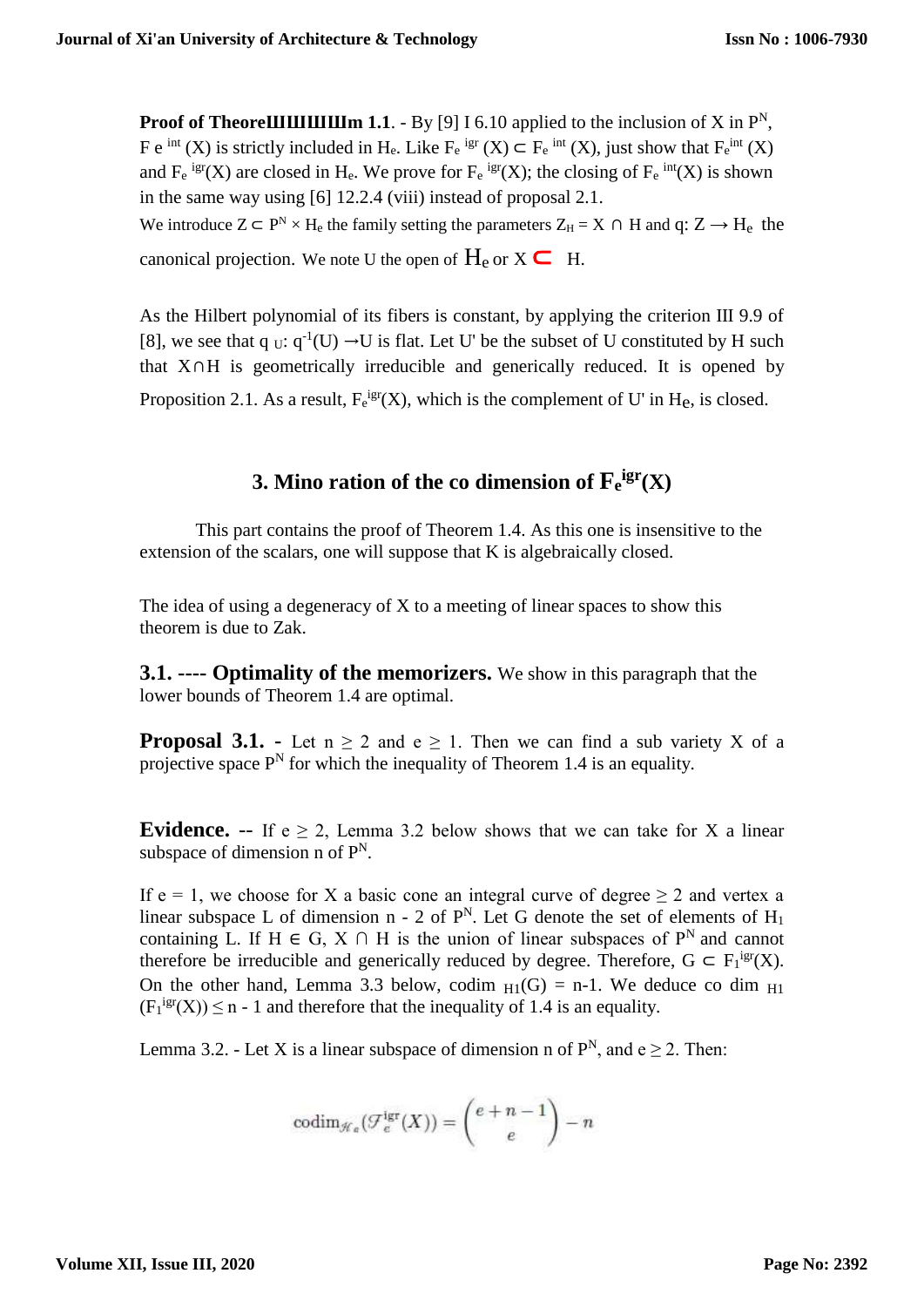**Proof of TheoreШШШШШm 1.1**. - By [9] I 6.10 applied to the inclusion of X in $P^N$, $F_e^{int}(X)$ is strictly included in $H_e$. Like $F_e^{igr}(X) \subset F_e^{int}(X)$, just show that $F_e^{int}(X)$ and $F_e^{igr}(X)$ are closed in $H_e$. We prove for $F_e^{igr}(X)$; the closing of $F_e^{int}(X)$ is shown in the same way using [6] 12.2.4 (viii) instead of proposal 2.1.

We introduce $Z \subset P^N \times H_e$ the family setting the parameters $Z_H = X \cap H$ and q: $Z \to H_e$ the canonical projection. We note U the open of $H_e$ or $X \subset H$.

As the Hilbert polynomial of its fibers is constant, by applying the criterion III 9.9 of [8], we see that $q_U: q^{-1}(U) \to U$ is flat. Let U' be the subset of U constituted by H such that $X \cap H$ is geometrically irreducible and generically reduced. It is opened by Proposition 2.1. As a result, $F_e^{igr}(X)$, which is the complement of U' in $H_e$, is closed.

## 3. Mino ration of the co dimension of $F_e^{igr}(X)$

This part contains the proof of Theorem 1.4. As this one is insensitive to the extension of the scalars, one will suppose that K is algebraically closed.

The idea of using a degeneracy of X to a meeting of linear spaces to show this theorem is due to Zak.

**3.1. ---- Optimality of the memorizers.** We show in this paragraph that the lower bounds of Theorem 1.4 are optimal.

**Proposal 3.1.** - Let $n \geq 2$ and $e \geq 1$. Then we can find a sub variety X of a projective space $P^N$ for which the inequality of Theorem 1.4 is an equality.

**Evidence.** -- If $e \geq 2$, Lemma 3.2 below shows that we can take for X a linear subspace of dimension n of $P^N$.

If $e = 1$, we choose for X a basic cone an integral curve of degree $\geq 2$ and vertex a linear subspace L of dimension n - 2 of $P^N$. Let G denote the set of elements of $H_1$ containing L. If $H \in G$, $X \cap H$ is the union of linear subspaces of $P^N$ and cannot therefore be irreducible and generically reduced by degree. Therefore, $G \subset F_1^{igr}(X)$. On the other hand, Lemma 3.3 below, $\text{codim}_{H1}(G) = n-1$. We deduce $\text{co dim}_{H1}(F_1^{igr}(X)) \leq n - 1$ and therefore that the inequality of 1.4 is an equality.

Lemma 3.2. - Let X is a linear subspace of dimension n of $P^N$, and $e \geq 2$. Then:

$$\text{codim}_{\mathscr{H}_e}(\mathscr{F}_e^{\text{igr}}(X)) = \binom{e+n-1}{e} - n$$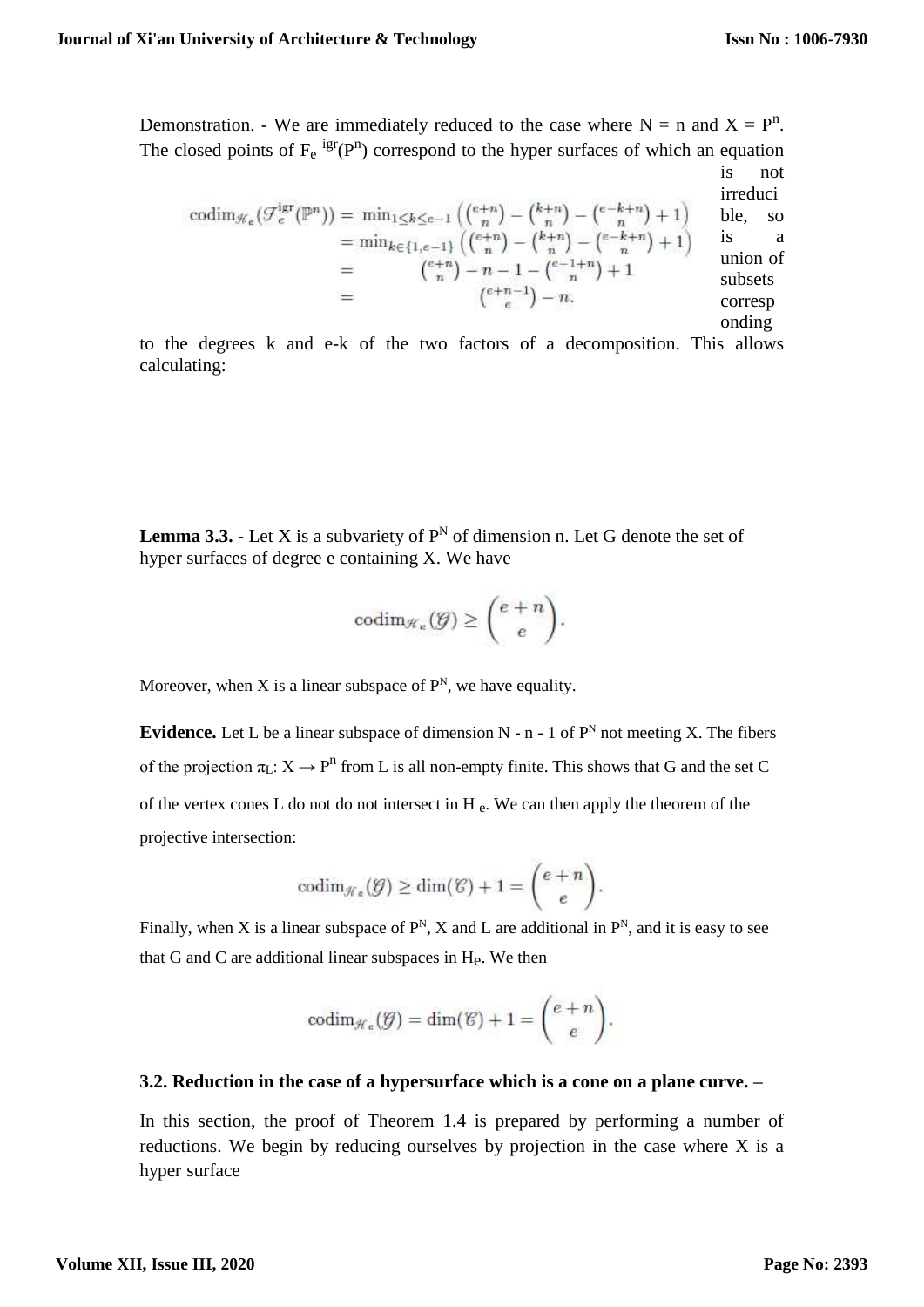Demonstration. - We are immediately reduced to the case where N = n and $X = P^n$. The closed points of $F_e^{\mathrm{igr}}(P^n)$ correspond to the hyper surfaces of which an equation is not irreducible, so is a union of subsets corresponding to the degrees k and e-k of the two factors of a decomposition. This allows calculating:

$$
\begin{aligned}
\operatorname{codim}_{\mathscr{H}_e}(\mathscr{F}_e^{\mathrm{igr}}(\mathbb{P}^n)) &= \min_{1\leq k\leq e-1}\left(\binom{e+n}{n}-\binom{k+n}{n}-\binom{e-k+n}{n}+1\right)\\
&= \min_{k\in\{1,e-1\}}\left(\binom{e+n}{n}-\binom{k+n}{n}-\binom{e-k+n}{n}+1\right)\\
&= \binom{e+n}{n}-n-1-\binom{e-1+n}{n}+1\\
&= \binom{e+n-1}{e}-n.
\end{aligned}
$$

**Lemma 3.3.** - Let X is a subvariety of $P^N$ of dimension n. Let G denote the set of hyper surfaces of degree e containing X. We have

$$
\operatorname{codim}_{\mathscr{H}_e}(\mathscr{G}) \geq \binom{e+n}{e}.
$$

Moreover, when X is a linear subspace of $P^N$, we have equality.

**Evidence.** Let L be a linear subspace of dimension N - n - 1 of $P^N$ not meeting X. The fibers of the projection $\pi_L$: $X \rightarrow P^n$ from L is all non-empty finite. This shows that G and the set C of the vertex cones L do not do not intersect in $H_e$. We can then apply the theorem of the projective intersection:

$$
\operatorname{codim}_{\mathscr{H}_e}(\mathscr{G}) \geq \dim(\mathscr{C})+1 = \binom{e+n}{e}.
$$

Finally, when X is a linear subspace of $P^N$, X and L are additional in $P^N$, and it is easy to see that G and C are additional linear subspaces in $H_e$. We then

$$
\operatorname{codim}_{\mathscr{H}_e}(\mathscr{G}) = \dim(\mathscr{C})+1 = \binom{e+n}{e}.
$$

### 3.2. Reduction in the case of a hypersurface which is a cone on a plane curve. –

In this section, the proof of Theorem 1.4 is prepared by performing a number of reductions. We begin by reducing ourselves by projection in the case where X is a hyper surface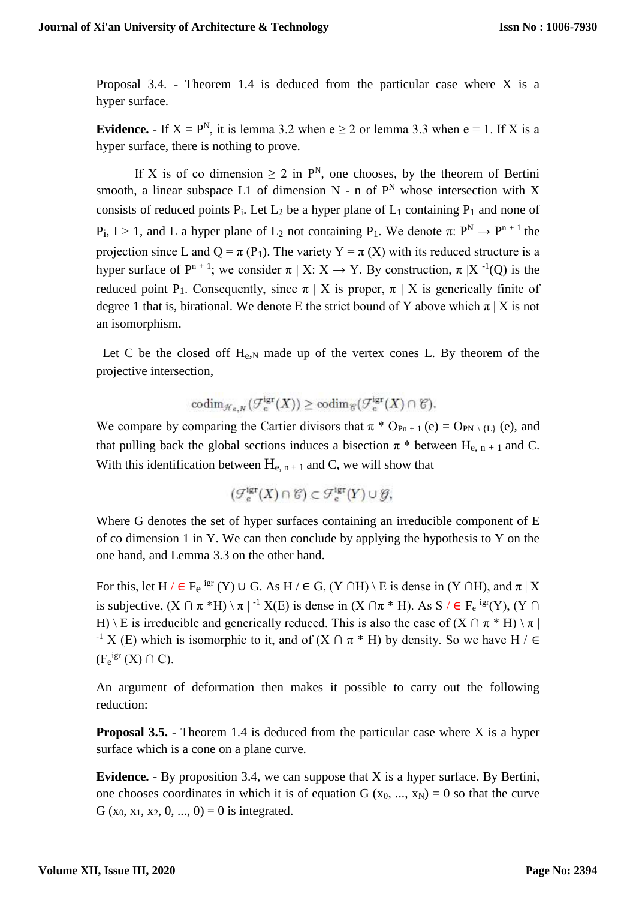Proposal 3.4. - Theorem 1.4 is deduced from the particular case where X is a hyper surface.

**Evidence.** - If $X = P^N$, it is lemma 3.2 when $e \geq 2$ or lemma 3.3 when $e = 1$. If X is a hyper surface, there is nothing to prove.

If X is of co dimension $\geq 2$ in $P^N$, one chooses, by the theorem of Bertini smooth, a linear subspace L1 of dimension N - n of $P^N$ whose intersection with X consists of reduced points $P_i$. Let $L_2$ be a hyper plane of $L_1$ containing $P_1$ and none of $P_i$, $I > 1$, and L a hyper plane of $L_2$ not containing $P_1$. We denote $\pi: P^N \rightarrow P^{n+1}$ the projection since L and $Q = \pi(P_1)$. The variety $Y = \pi(X)$ with its reduced structure is a hyper surface of $P^{n+1}$; we consider $\pi \mid X: X \rightarrow Y$. By construction, $\pi \mid X^{-1}(Q)$ is the reduced point $P_1$. Consequently, since $\pi \mid X$ is proper, $\pi \mid X$ is generically finite of degree 1 that is, birational. We denote E the strict bound of Y above which $\pi \mid X$ is not an isomorphism.

Let C be the closed off $H_{e,N}$ made up of the vertex cones L. By theorem of the projective intersection,

$$\mathrm{codim}_{\mathscr{H}_{e,N}}(\mathscr{F}_e^{\mathrm{igr}}(X)) \geq \mathrm{codim}_{\mathscr{C}}(\mathscr{F}_e^{\mathrm{igr}}(X) \cap \mathscr{C}).$$

We compare by comparing the Cartier divisors that $\pi^* O_{P^{n+1}}(e) = O_{P^N \setminus \{L\}}(e)$, and that pulling back the global sections induces a bisection $\pi^*$ between $H_{e,n+1}$ and C. With this identification between $H_{e,n+1}$ and C, we will show that

$$(\mathscr{F}_e^{\mathrm{igr}}(X) \cap \mathscr{C}) \subset \mathscr{F}_e^{\mathrm{igr}}(Y) \cup \mathscr{G},$$

Where G denotes the set of hyper surfaces containing an irreducible component of E of co dimension 1 in Y. We can then conclude by applying the hypothesis to Y on the one hand, and Lemma 3.3 on the other hand.

For this, let $H \notin F_e^{igr}(Y) \cup G$. As $H \notin G$, $(Y \cap H) \setminus E$ is dense in $(Y \cap H)$, and $\pi \mid X$ is subjective, $(X \cap \pi^* H) \setminus \pi \mid^{-1} X(E)$ is dense in $(X \cap \pi^* H)$. As $S \notin F_e^{igr}(Y)$, $(Y \cap H) \setminus E$ is irreducible and generically reduced. This is also the case of $(X \cap \pi^* H) \setminus \pi \mid^{-1} X(E)$ which is isomorphic to it, and of $(X \cap \pi^* H)$ by density. So we have $H \notin (F_e^{igr}(X) \cap C)$.

An argument of deformation then makes it possible to carry out the following reduction:

**Proposal 3.5.** - Theorem 1.4 is deduced from the particular case where X is a hyper surface which is a cone on a plane curve.

**Evidence.** - By proposition 3.4, we can suppose that X is a hyper surface. By Bertini, one chooses coordinates in which it is of equation $G(x_0, ..., x_N) = 0$ so that the curve $G(x_0, x_1, x_2, 0, ..., 0) = 0$ is integrated.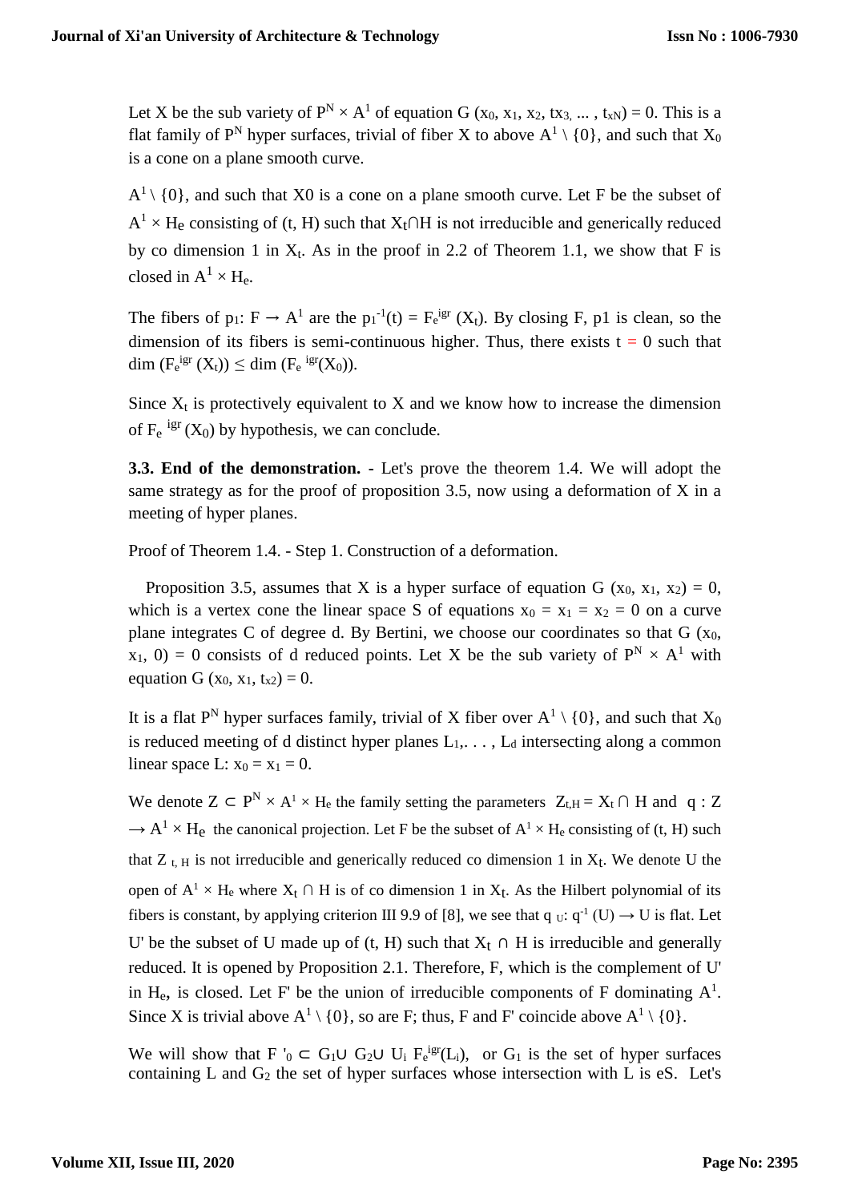Let X be the sub variety of $P^N \times A^1$ of equation $G(x_0, x_1, x_2, tx_3, \ldots, t_{xN}) = 0$. This is a flat family of $P^N$ hyper surfaces, trivial of fiber X to above $A^1 \setminus \{0\}$, and such that $X_0$ is a cone on a plane smooth curve.

$A^1 \setminus \{0\}$, and such that X0 is a cone on a plane smooth curve. Let F be the subset of $A^1 \times H_e$ consisting of (t, H) such that $X_t \cap H$ is not irreducible and generically reduced by co dimension 1 in $X_t$. As in the proof in 2.2 of Theorem 1.1, we show that F is closed in $A^1 \times H_e$.

The fibers of $p_1$: $F \to A^1$ are the $p_1^{-1}(t) = F_e^{igr}(X_t)$. By closing F, p1 is clean, so the dimension of its fibers is semi-continuous higher. Thus, there exists t = 0 such that $\dim(F_e^{igr}(X_t)) \leq \dim(F_e^{igr}(X_0))$.

Since $X_t$ is protectively equivalent to X and we know how to increase the dimension of $F_e^{igr}(X_0)$ by hypothesis, we can conclude.

**3.3. End of the demonstration.** - Let's prove the theorem 1.4. We will adopt the same strategy as for the proof of proposition 3.5, now using a deformation of X in a meeting of hyper planes.

Proof of Theorem 1.4. - Step 1. Construction of a deformation.

Proposition 3.5, assumes that X is a hyper surface of equation $G(x_0, x_1, x_2) = 0$, which is a vertex cone the linear space S of equations $x_0 = x_1 = x_2 = 0$ on a curve plane integrates C of degree d. By Bertini, we choose our coordinates so that $G(x_0, x_1, 0) = 0$ consists of d reduced points. Let X be the sub variety of $P^N \times A^1$ with equation $G(x_0, x_1, t_{x2}) = 0$.

It is a flat $P^N$ hyper surfaces family, trivial of X fiber over $A^1 \setminus \{0\}$, and such that $X_0$ is reduced meeting of d distinct hyper planes $L_1, \ldots, L_d$ intersecting along a common linear space L: $x_0 = x_1 = 0$.

We denote $Z \subset P^N \times A^1 \times H_e$ the family setting the parameters $Z_{t,H} = X_t \cap H$ and $q : Z \to A^1 \times H_e$ the canonical projection. Let F be the subset of $A^1 \times H_e$ consisting of (t, H) such that $Z_{t, H}$ is not irreducible and generically reduced co dimension 1 in $X_t$. We denote U the open of $A^1 \times H_e$ where $X_t \cap H$ is of co dimension 1 in $X_t$. As the Hilbert polynomial of its fibers is constant, by applying criterion III 9.9 of [8], we see that $q_U$: $q^{-1}(U) \to U$ is flat. Let U' be the subset of U made up of (t, H) such that $X_t \cap H$ is irreducible and generally reduced. It is opened by Proposition 2.1. Therefore, F, which is the complement of U' in $H_e$, is closed. Let F' be the union of irreducible components of F dominating $A^1$. Since X is trivial above $A^1 \setminus \{0\}$, so are F; thus, F and F' coincide above $A^1 \setminus \{0\}$.

We will show that $F'_0 \subset G_1 \cup G_2 \cup \bigcup_i F_e^{igr}(L_i)$, or $G_1$ is the set of hyper surfaces containing L and $G_2$ the set of hyper surfaces whose intersection with L is eS. Let's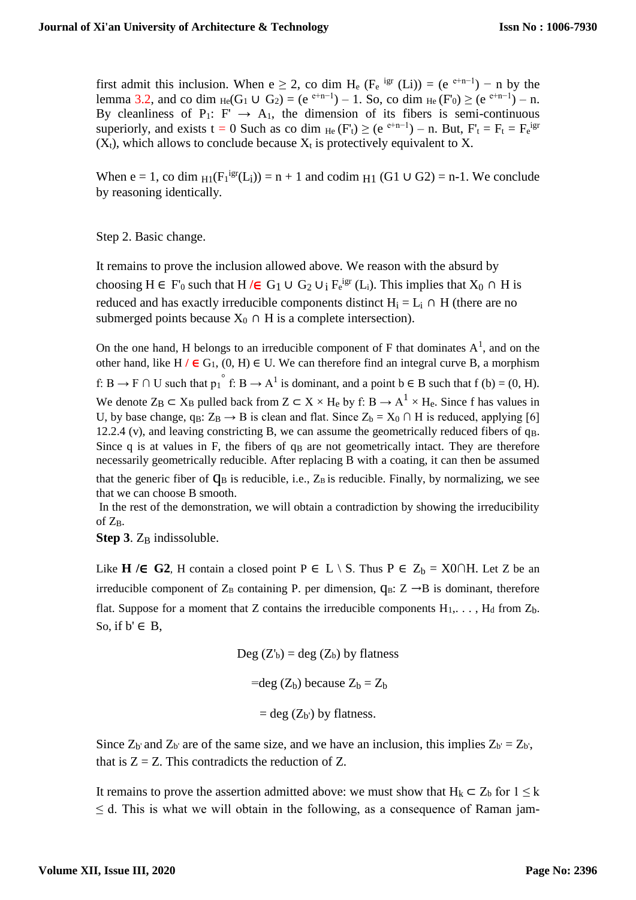first admit this inclusion. When $e \geq 2$, co dim $H_e$ $(F_e{}^{igr}(Li)) = (e^{e+n-1}) - n$ by the lemma 3.2, and co dim $_{He}(G_1 \cup G_2) = (e^{e+n-1}) - 1$. So, co dim $_{He}(F'_0) \geq (e^{e+n-1}) - n$. By cleanliness of $P_1$: $F' \to A_1$, the dimension of its fibers is semi-continuous superiorly, and exists $t = 0$ Such as co dim $_{He}(F'_t) \geq (e^{e+n-1}) - n$. But, $F'_t = F_t = F_e{}^{igr}(X_t)$, which allows to conclude because $X_t$ is protectively equivalent to X.

When e = 1, co dim $_{H1}(F_1{}^{igr}(L_i)) = n + 1$ and codim $_{H1}$ $(G1 \cup G2) = n-1$. We conclude by reasoning identically.

Step 2. Basic change.

It remains to prove the inclusion allowed above. We reason with the absurd by choosing $H \in F'_0$ such that $H \notin G_1 \cup G_2 \cup_i F_e{}^{igr}(L_i)$. This implies that $X_0 \cap H$ is reduced and has exactly irreducible components distinct $H_i = L_i \cap H$ (there are no submerged points because $X_0 \cap H$ is a complete intersection).

On the one hand, H belongs to an irreducible component of F that dominates $A^1$, and on the other hand, like $H \notin G_1$, $(0, H) \in U$. We can therefore find an integral curve B, a morphism $f: B \to F \cap U$ such that $p_1 \circ f: B \to A^1$ is dominant, and a point $b \in B$ such that $f(b) = (0, H)$. We denote $Z_B \subset X_B$ pulled back from $Z \subset X \times H_e$ by $f: B \to A^1 \times H_e$. Since f has values in U, by base change, $q_B$: $Z_B \to B$ is clean and flat. Since $Z_b = X_0 \cap H$ is reduced, applying [6] 12.2.4 (v), and leaving constricting B, we can assume the geometrically reduced fibers of $q_B$. Since q is at values in F, the fibers of $q_B$ are not geometrically intact. They are therefore necessarily geometrically reducible. After replacing B with a coating, it can then be assumed that the generic fiber of $q_B$ is reducible, i.e., $Z_B$ is reducible. Finally, by normalizing, we see that we can choose B smooth.

In the rest of the demonstration, we will obtain a contradiction by showing the irreducibility of $Z_B$.

**Step 3**. $Z_B$ indissoluble.

Like **$H \notin G2$**, H contain a closed point $P \in L \setminus S$. Thus $P \in Z_b = X0 \cap H$. Let Z be an irreducible component of $Z_B$ containing P. per dimension, $q_B$: $Z \to B$ is dominant, therefore flat. Suppose for a moment that Z contains the irreducible components $H_1, \ldots, H_d$ from $Z_b$. So, if $b' \in B$,

$$\text{Deg}(Z'_b) = \deg(Z_b) \text{ by flatness}$$

$$= \deg(Z_b) \text{ because } Z_b = Z_b$$

$$= \deg(Z_{b'}) \text{ by flatness.}$$

Since $Z_{b'}$ and $Z_{b'}$ are of the same size, and we have an inclusion, this implies $Z_{b'} = Z_{b'}$, that is Z = Z. This contradicts the reduction of Z.

It remains to prove the assertion admitted above: we must show that $H_k \subset Z_b$ for $1 \leq k \leq d$. This is what we will obtain in the following, as a consequence of Raman jam-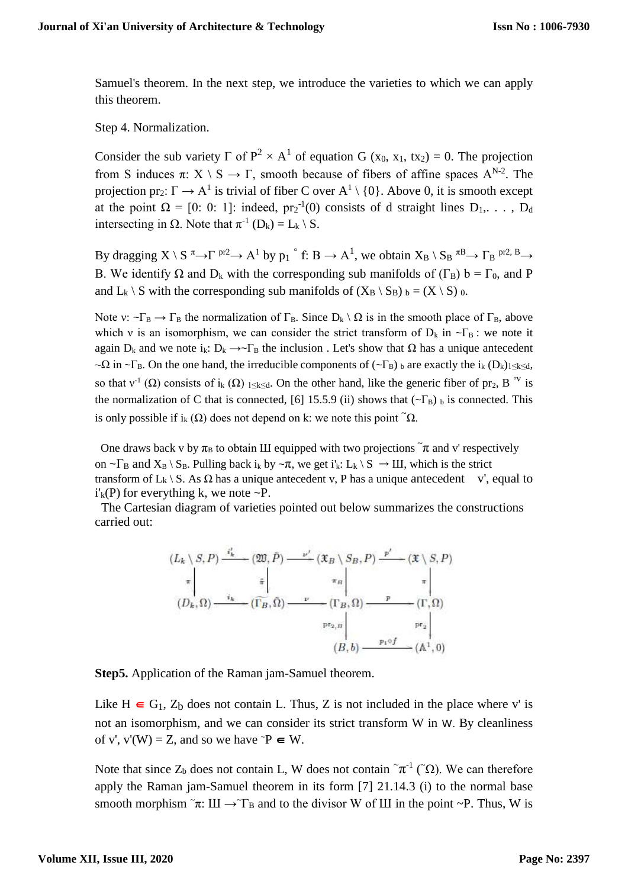Samuel's theorem. In the next step, we introduce the varieties to which we can apply this theorem.

Step 4. Normalization.

Consider the sub variety Γ of $P^2 \times A^1$ of equation G ($x_0$, $x_1$, $tx_2$) = 0. The projection from S induces π: X \ S → Γ, smooth because of fibers of affine spaces $A^{N-2}$. The projection $pr_2$: Γ → $A^1$ is trivial of fiber C over $A^1$ \ {0}. Above 0, it is smooth except at the point Ω = [0: 0: 1]: indeed, $pr_2^{-1}(0)$ consists of d straight lines $D_1, . . . , D_d$ intersecting in Ω. Note that $\pi^{-1}(D_k) = L_k \setminus S$.

By dragging X \ S $^{\pi}$→Γ $^{pr2}$→ $A^1$ by $p_1 \circ f$: B → $A^1$, we obtain $X_B \setminus S_B$ $^{\pi B}$→ $\Gamma_B$ $^{pr2, B}$→ B. We identify Ω and $D_k$ with the corresponding sub manifolds of $(\Gamma_B)_b = \Gamma_0$, and P and $L_k \setminus S$ with the corresponding sub manifolds of $(X_B \setminus S_B)_b = (X \setminus S)_0$.

Note ν: ~$\Gamma_B$ → $\Gamma_B$ the normalization of $\Gamma_B$. Since $D_k \setminus \Omega$ is in the smooth place of $\Gamma_B$, above which ν is an isomorphism, we can consider the strict transform of $D_k$ in ~$\Gamma_B$ : we note it again $D_k$ and we note $i_k$: $D_k$ →~$\Gamma_B$ the inclusion . Let's show that Ω has a unique antecedent ~Ω in ~$\Gamma_B$. On the one hand, the irreducible components of $(\sim\Gamma_B)_b$ are exactly the $i_k(D_k)_{1\leq k\leq d}$, so that $\nu^{-1}(\Omega)$ consists of $i_k(\Omega)_{1\leq k\leq d}$. On the other hand, like the generic fiber of $pr_2$, $B^{\circ\nu}$ is the normalization of C that is connected, [6] 15.5.9 (ii) shows that $(\sim\Gamma_B)_b$ is connected. This is only possible if $i_k(\Omega)$ does not depend on k: we note this point $\tilde{\Omega}$.

One draws back ν by $\pi_B$ to obtain Ш equipped with two projections $\tilde{\pi}$ and ν' respectively on ~$\Gamma_B$ and $X_B \setminus S_B$. Pulling back $i_k$ by ~π, we get $i'_k$: $L_k \setminus S$ → Ш, which is the strict transform of $L_k \setminus S$. As Ω has a unique antecedent ν, P has a unique antecedent ν', equal to $i'_k(P)$ for everything k, we note ~P.

The Cartesian diagram of varieties pointed out below summarizes the constructions carried out:

$$\begin{array}{ccccccc}
(L_k \setminus S, P) & \xrightarrow{i'_k} & (\mathfrak{W}, \tilde{P}) & \xrightarrow{\nu'} & (\mathfrak{X}_B \setminus S_B, P) & \xrightarrow{p'} & (\mathfrak{X} \setminus S, P) \\
\downarrow \pi & & \downarrow \tilde{\pi} & & \downarrow \pi_B & & \downarrow \pi \\
(D_k, \Omega) & \xrightarrow{i_k} & (\widetilde{\Gamma_B}, \tilde{\Omega}) & \xrightarrow{\nu} & (\Gamma_B, \Omega) & \xrightarrow{p} & (\Gamma, \Omega) \\
 & & & & \downarrow pr_{2,B} & & \downarrow pr_2 \\
 & & & & (B, b) & \xrightarrow{p_1 \circ f} & (\mathbb{A}^1, 0)
\end{array}$$

**Step5.** Application of the Raman jam-Samuel theorem.

Like H ∈ $G_1$, $Z_b$ does not contain L. Thus, Z is not included in the place where ν' is not an isomorphism, and we can consider its strict transform W in Ш. By cleanliness of ν', ν'(W) = Z, and so we have $\tilde{P}$ ∈ W.

Note that since $Z_b$ does not contain L, W does not contain $\tilde{\pi}^{-1}(\tilde{\Omega})$. We can therefore apply the Raman jam-Samuel theorem in its form [7] 21.14.3 (i) to the normal base smooth morphism $\tilde{\pi}$: Ш →$\tilde{\Gamma}_B$ and to the divisor W of Ш in the point ~P. Thus, W is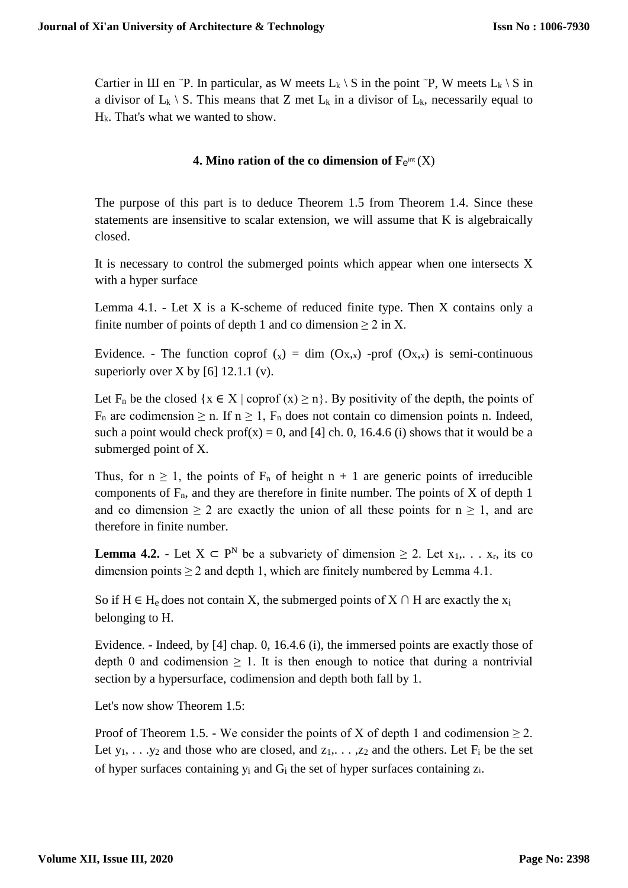Cartier in Ш en $\tilde{}P$. In particular, as W meets $L_k \setminus S$ in the point $\tilde{}P$, W meets $L_k \setminus S$ in a divisor of $L_k \setminus S$. This means that Z met $L_k$ in a divisor of $L_k$, necessarily equal to $H_k$. That's what we wanted to show.

## 4. Mino ration of the co dimension of $F_e^{int}$ (X)

The purpose of this part is to deduce Theorem 1.5 from Theorem 1.4. Since these statements are insensitive to scalar extension, we will assume that K is algebraically closed.

It is necessary to control the submerged points which appear when one intersects X with a hyper surface

Lemma 4.1. - Let X is a K-scheme of reduced finite type. Then X contains only a finite number of points of depth 1 and co dimension $\geq 2$ in X.

Evidence. - The function coprof $(_x)$ = dim $(O_{X,x})$ -prof $(O_{X,x})$ is semi-continuous superiorly over X by [6] 12.1.1 (v).

Let $F_n$ be the closed $\{x \in X \mid \text{coprof}(x) \geq n\}$. By positivity of the depth, the points of $F_n$ are codimension $\geq$ n. If $n \geq 1$, $F_n$ does not contain co dimension points n. Indeed, such a point would check prof(x) = 0, and [4] ch. 0, 16.4.6 (i) shows that it would be a submerged point of X.

Thus, for $n \geq 1$, the points of $F_n$ of height n + 1 are generic points of irreducible components of $F_n$, and they are therefore in finite number. The points of X of depth 1 and co dimension $\geq 2$ are exactly the union of all these points for $n \geq 1$, and are therefore in finite number.

**Lemma 4.2.** - Let $X \subset P^N$ be a subvariety of dimension $\geq 2$. Let $x_1, \ldots x_r$, its co dimension points $\geq 2$ and depth 1, which are finitely numbered by Lemma 4.1.

So if $H \in H_e$ does not contain X, the submerged points of $X \cap H$ are exactly the $x_i$ belonging to H.

Evidence. - Indeed, by [4] chap. 0, 16.4.6 (i), the immersed points are exactly those of depth 0 and codimension $\geq 1$. It is then enough to notice that during a nontrivial section by a hypersurface, codimension and depth both fall by 1.

Let's now show Theorem 1.5:

Proof of Theorem 1.5. - We consider the points of X of depth 1 and codimension $\geq 2$. Let $y_1, \ldots y_2$ and those who are closed, and $z_1, \ldots, z_2$ and the others. Let $F_i$ be the set of hyper surfaces containing $y_i$ and $G_i$ the set of hyper surfaces containing $z_i$.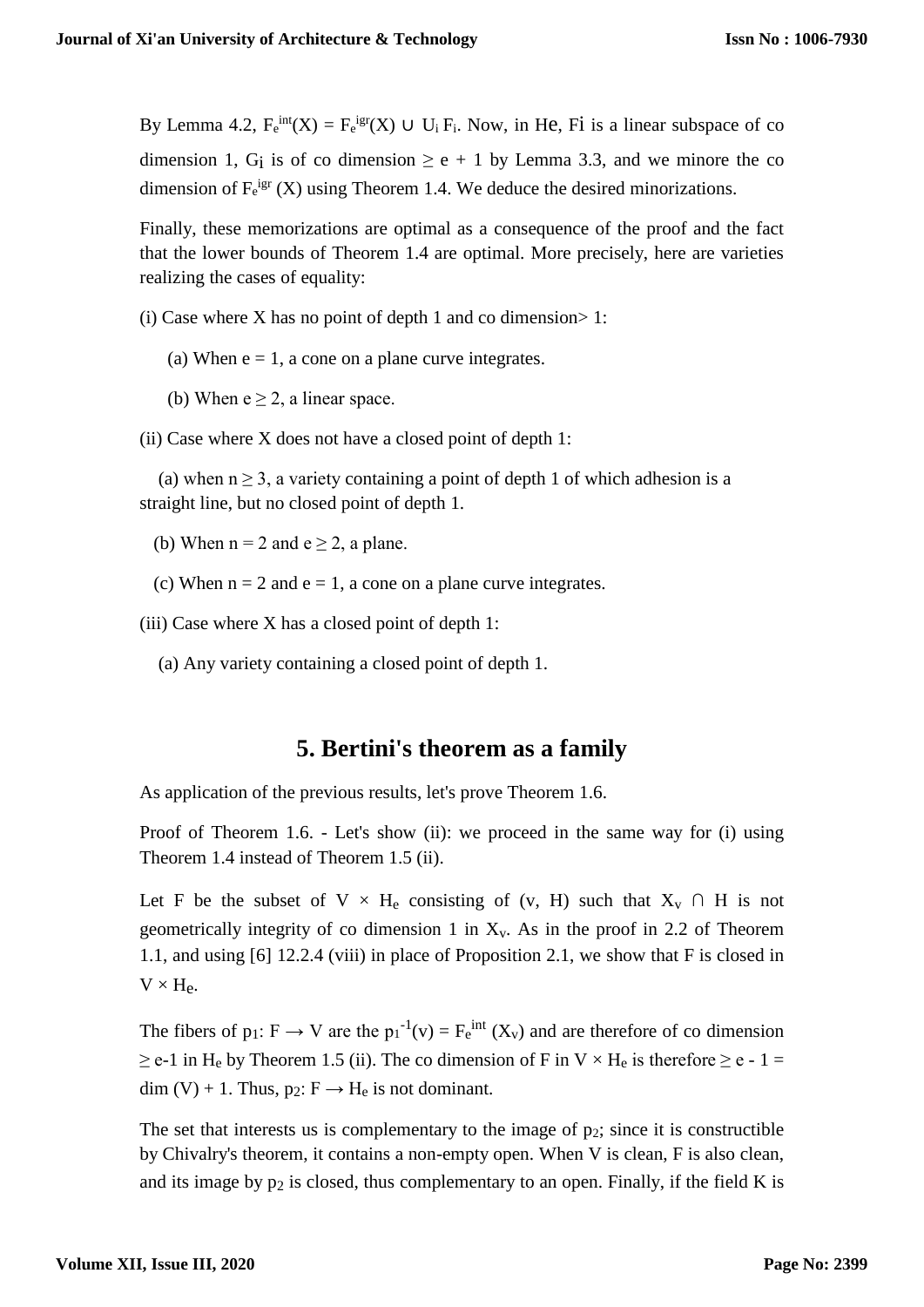By Lemma 4.2, $F_e^{int}(X) = F_e^{igr}(X) \cup U_i F_i$. Now, in He, Fi is a linear subspace of co dimension 1, Gi is of co dimension $\geq$ e + 1 by Lemma 3.3, and we minore the co dimension of $F_e^{igr}$ (X) using Theorem 1.4. We deduce the desired minorizations.

Finally, these memorizations are optimal as a consequence of the proof and the fact that the lower bounds of Theorem 1.4 are optimal. More precisely, here are varieties realizing the cases of equality:

(i) Case where X has no point of depth 1 and co dimension> 1:

(a) When e = 1, a cone on a plane curve integrates.

(b) When e $\geq$ 2, a linear space.

(ii) Case where X does not have a closed point of depth 1:

(a) when n $\geq$ 3, a variety containing a point of depth 1 of which adhesion is a straight line, but no closed point of depth 1.

(b) When n = 2 and e $\geq$ 2, a plane.

(c) When n = 2 and e = 1, a cone on a plane curve integrates.

(iii) Case where X has a closed point of depth 1:

(a) Any variety containing a closed point of depth 1.

## 5. Bertini's theorem as a family

As application of the previous results, let's prove Theorem 1.6.

Proof of Theorem 1.6. - Let's show (ii): we proceed in the same way for (i) using Theorem 1.4 instead of Theorem 1.5 (ii).

Let F be the subset of V × $H_e$ consisting of (v, H) such that $X_v \cap$ H is not geometrically integrity of co dimension 1 in $X_v$. As in the proof in 2.2 of Theorem 1.1, and using [6] 12.2.4 (viii) in place of Proposition 2.1, we show that F is closed in V × $H_e$.

The fibers of $p_1$: F → V are the $p_1^{-1}(v) = F_e^{int}(X_v)$ and are therefore of co dimension $\geq$ e-1 in $H_e$ by Theorem 1.5 (ii). The co dimension of F in V × $H_e$ is therefore $\geq$ e - 1 = dim (V) + 1. Thus, $p_2$: F → $H_e$ is not dominant.

The set that interests us is complementary to the image of $p_2$; since it is constructible by Chivalry's theorem, it contains a non-empty open. When V is clean, F is also clean, and its image by $p_2$ is closed, thus complementary to an open. Finally, if the field K is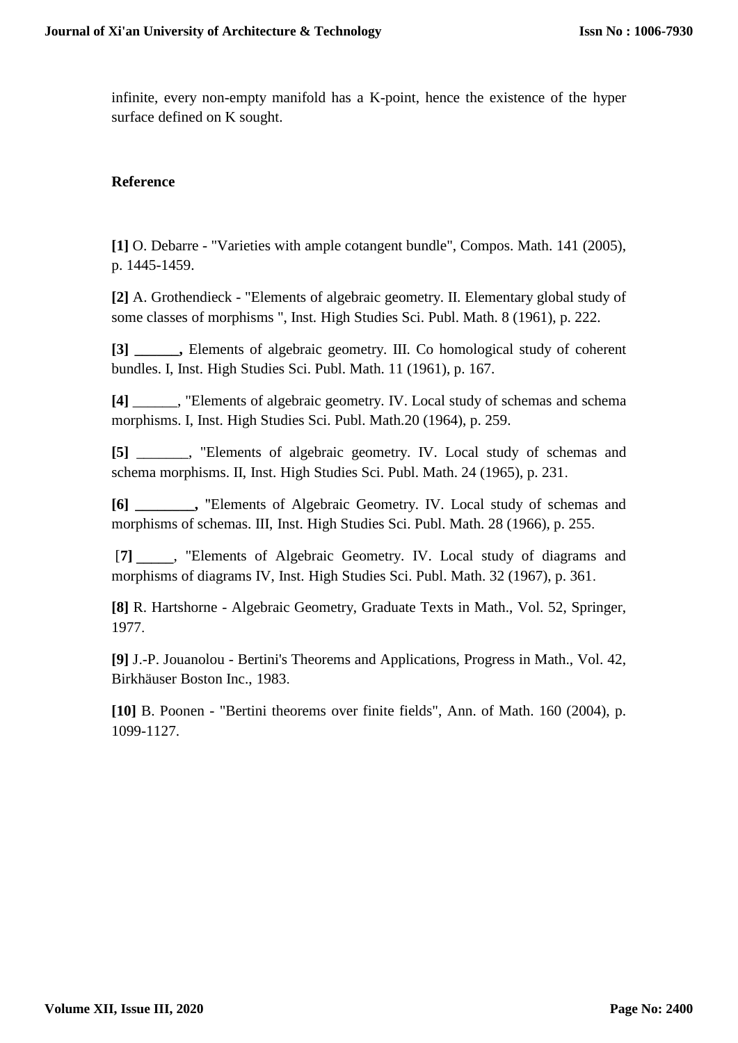infinite, every non-empty manifold has a K-point, hence the existence of the hyper surface defined on K sought.

## Reference

**[1]** O. Debarre - "Varieties with ample cotangent bundle", Compos. Math. 141 (2005), p. 1445-1459.

**[2]** A. Grothendieck - "Elements of algebraic geometry. II. Elementary global study of some classes of morphisms ", Inst. High Studies Sci. Publ. Math. 8 (1961), p. 222.

**[3] ______,** Elements of algebraic geometry. III. Co homological study of coherent bundles. I, Inst. High Studies Sci. Publ. Math. 11 (1961), p. 167.

**[4]** ______, "Elements of algebraic geometry. IV. Local study of schemas and schema morphisms. I, Inst. High Studies Sci. Publ. Math.20 (1964), p. 259.

**[5]** _______, "Elements of algebraic geometry. IV. Local study of schemas and schema morphisms. II, Inst. High Studies Sci. Publ. Math. 24 (1965), p. 231.

**[6] ________,** "Elements of Algebraic Geometry. IV. Local study of schemas and morphisms of schemas. III, Inst. High Studies Sci. Publ. Math. 28 (1966), p. 255.

[**7]** _____, "Elements of Algebraic Geometry. IV. Local study of diagrams and morphisms of diagrams IV, Inst. High Studies Sci. Publ. Math. 32 (1967), p. 361.

**[8]** R. Hartshorne - Algebraic Geometry, Graduate Texts in Math., Vol. 52, Springer, 1977.

**[9]** J.-P. Jouanolou - Bertini's Theorems and Applications, Progress in Math., Vol. 42, Birkhäuser Boston Inc., 1983.

**[10]** B. Poonen - "Bertini theorems over finite fields", Ann. of Math. 160 (2004), p. 1099-1127.